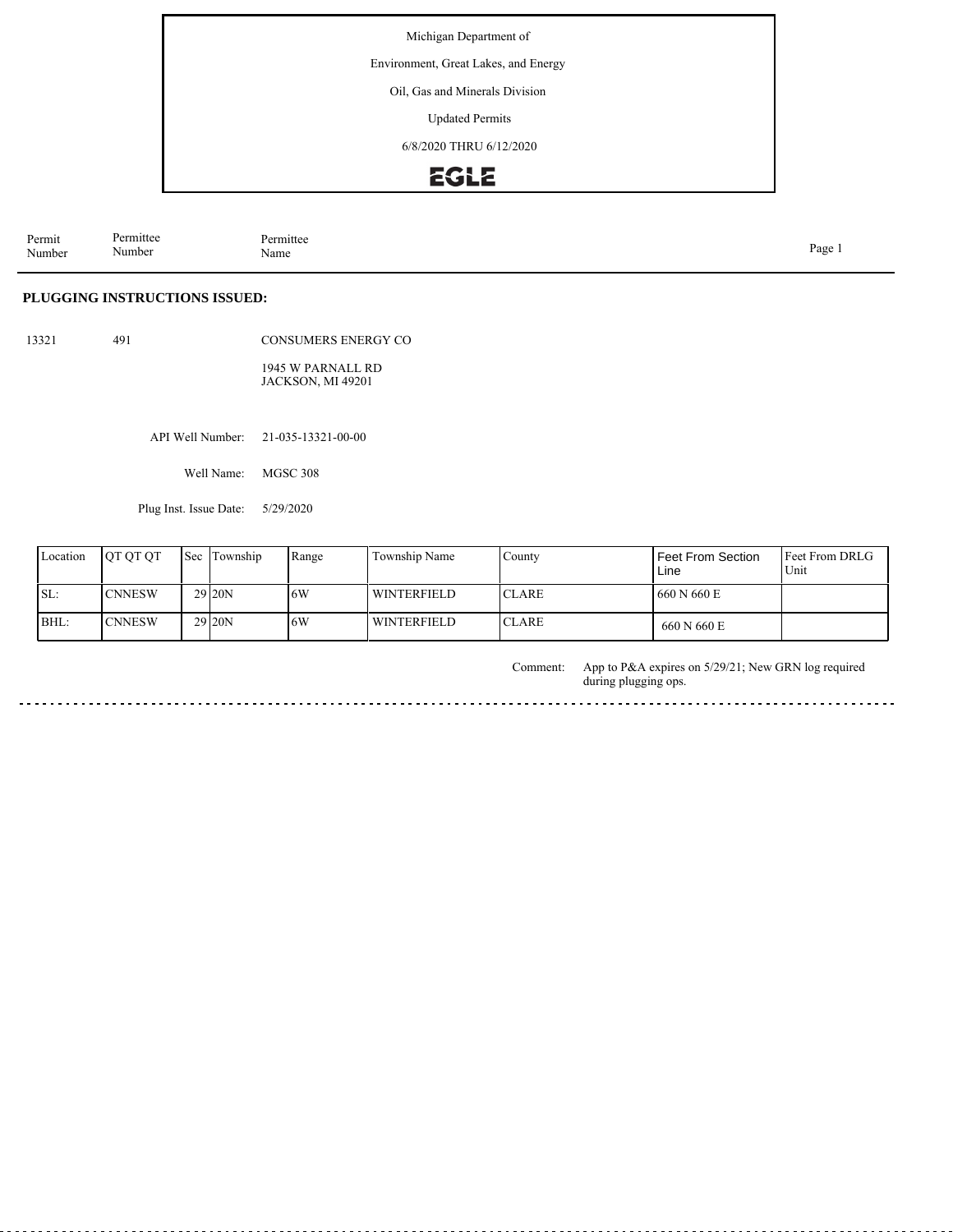Michigan Department of

Environment, Great Lakes, and Energy

Oil, Gas and Minerals Division

Updated Permits

6/8/2020 THRU 6/12/2020

EGLE

| Permit Number | Permittee Number | Permittee Name |
|---|---|---|

## PLUGGING INSTRUCTIONS ISSUED:

13321 491 CONSUMERS ENERGY CO

1945 W PARNALL RD
JACKSON, MI 49201

API Well Number: 21-035-13321-00-00

Well Name: MGSC 308

Plug Inst. Issue Date: 5/29/2020

| Location | QT QT QT | Sec | Township | Range | Township Name | County | Feet From Section Line | Feet From DRLG Unit |
|---|---|---|---|---|---|---|---|---|
| SL: | CNNESW | 29 | 20N | 6W | WINTERFIELD | CLARE | 660 N 660 E | |
| BHL: | CNNESW | 29 | 20N | 6W | WINTERFIELD | CLARE | 660 N 660 E | |

Comment: App to P&A expires on 5/29/21; New GRN log required during plugging ops.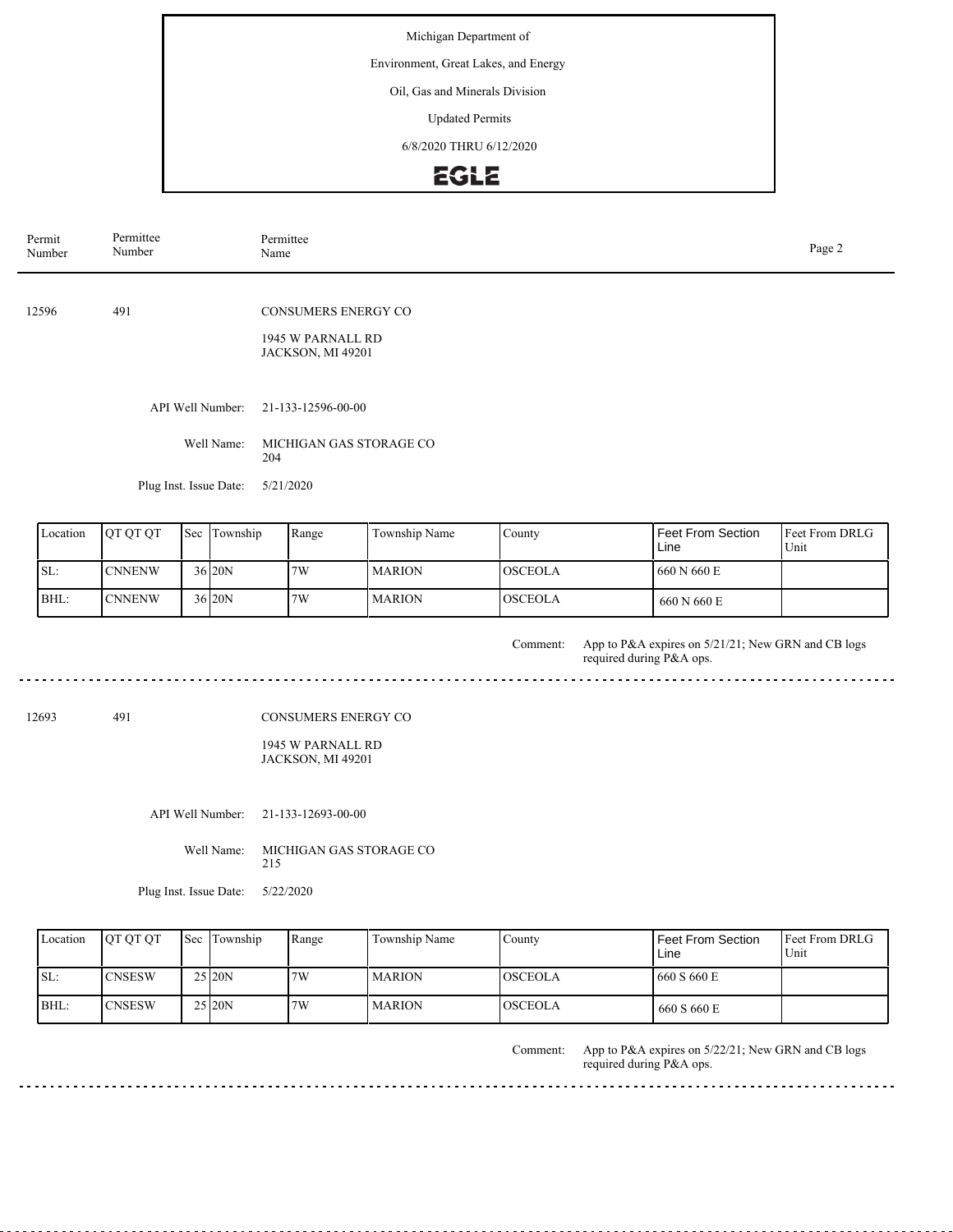Michigan Department of

Environment, Great Lakes, and Energy

Oil, Gas and Minerals Division

Updated Permits

6/8/2020 THRU 6/12/2020

EGLE

| Permit Number | Permittee Number | Permittee Name |
|---|---|---|

---

**12596** | **491** | **CONSUMERS ENERGY CO**

1945 W PARNALL RD
JACKSON, MI 49201

API Well Number: 21-133-12596-00-00

Well Name: MICHIGAN GAS STORAGE CO 204

Plug Inst. Issue Date: 5/21/2020

| Location | QT QT QT | Sec | Township | Range | Township Name | County | Feet From Section Line | Feet From DRLG Unit |
|---|---|---|---|---|---|---|---|---|
| SL: | CNNENW | 36 | 20N | 7W | MARION | OSCEOLA | 660 N 660 E | |
| BHL: | CNNENW | 36 | 20N | 7W | MARION | OSCEOLA | 660 N 660 E | |

Comment: App to P&A expires on 5/21/21; New GRN and CB logs required during P&A ops.

---

**12693** | **491** | **CONSUMERS ENERGY CO**

1945 W PARNALL RD
JACKSON, MI 49201

API Well Number: 21-133-12693-00-00

Well Name: MICHIGAN GAS STORAGE CO 215

Plug Inst. Issue Date: 5/22/2020

| Location | QT QT QT | Sec | Township | Range | Township Name | County | Feet From Section Line | Feet From DRLG Unit |
|---|---|---|---|---|---|---|---|---|
| SL: | CNSESW | 25 | 20N | 7W | MARION | OSCEOLA | 660 S 660 E | |
| BHL: | CNSESW | 25 | 20N | 7W | MARION | OSCEOLA | 660 S 660 E | |

Comment: App to P&A expires on 5/22/21; New GRN and CB logs required during P&A ops.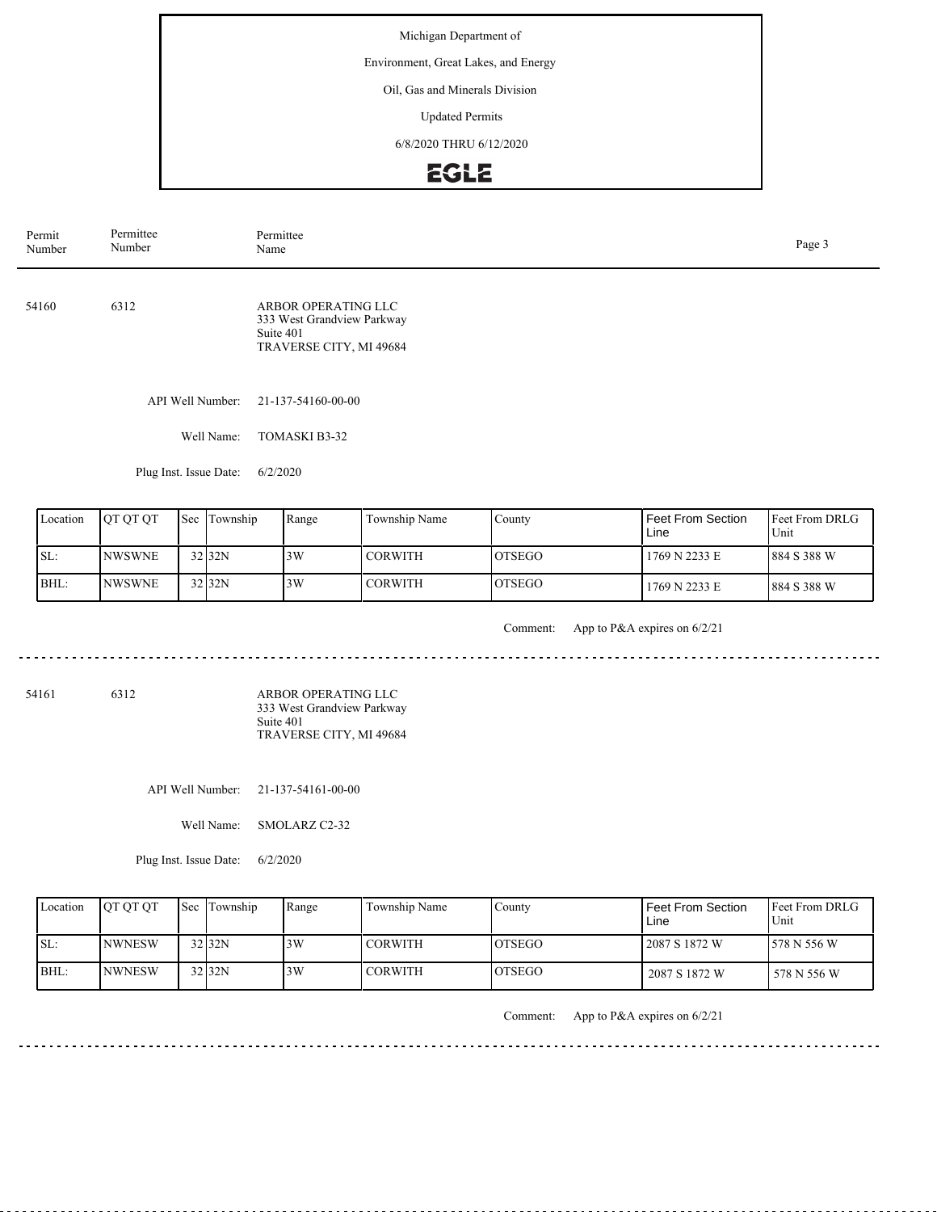Michigan Department of

Environment, Great Lakes, and Energy

Oil, Gas and Minerals Division

Updated Permits

6/8/2020 THRU 6/12/2020

EGLE

| Permit Number | Permittee Number | Permittee Name |
|---|---|---|

54160 &nbsp;&nbsp; 6312 &nbsp;&nbsp; ARBOR OPERATING LLC
333 West Grandview Parkway
Suite 401
TRAVERSE CITY, MI 49684

API Well Number: 21-137-54160-00-00

Well Name: TOMASKI B3-32

Plug Inst. Issue Date: 6/2/2020

| Location | QT QT QT | Sec | Township | Range | Township Name | County | Feet From Section Line | Feet From DRLG Unit |
|---|---|---|---|---|---|---|---|---|
| SL: | NWSWNE | 32 | 32N | 3W | CORWITH | OTSEGO | 1769 N 2233 E | 884 S 388 W |
| BHL: | NWSWNE | 32 | 32N | 3W | CORWITH | OTSEGO | 1769 N 2233 E | 884 S 388 W |

Comment: App to P&A expires on 6/2/21

---

54161 &nbsp;&nbsp; 6312 &nbsp;&nbsp; ARBOR OPERATING LLC
333 West Grandview Parkway
Suite 401
TRAVERSE CITY, MI 49684

API Well Number: 21-137-54161-00-00

Well Name: SMOLARZ C2-32

Plug Inst. Issue Date: 6/2/2020

| Location | QT QT QT | Sec | Township | Range | Township Name | County | Feet From Section Line | Feet From DRLG Unit |
|---|---|---|---|---|---|---|---|---|
| SL: | NWNESW | 32 | 32N | 3W | CORWITH | OTSEGO | 2087 S 1872 W | 578 N 556 W |
| BHL: | NWNESW | 32 | 32N | 3W | CORWITH | OTSEGO | 2087 S 1872 W | 578 N 556 W |

Comment: App to P&A expires on 6/2/21

---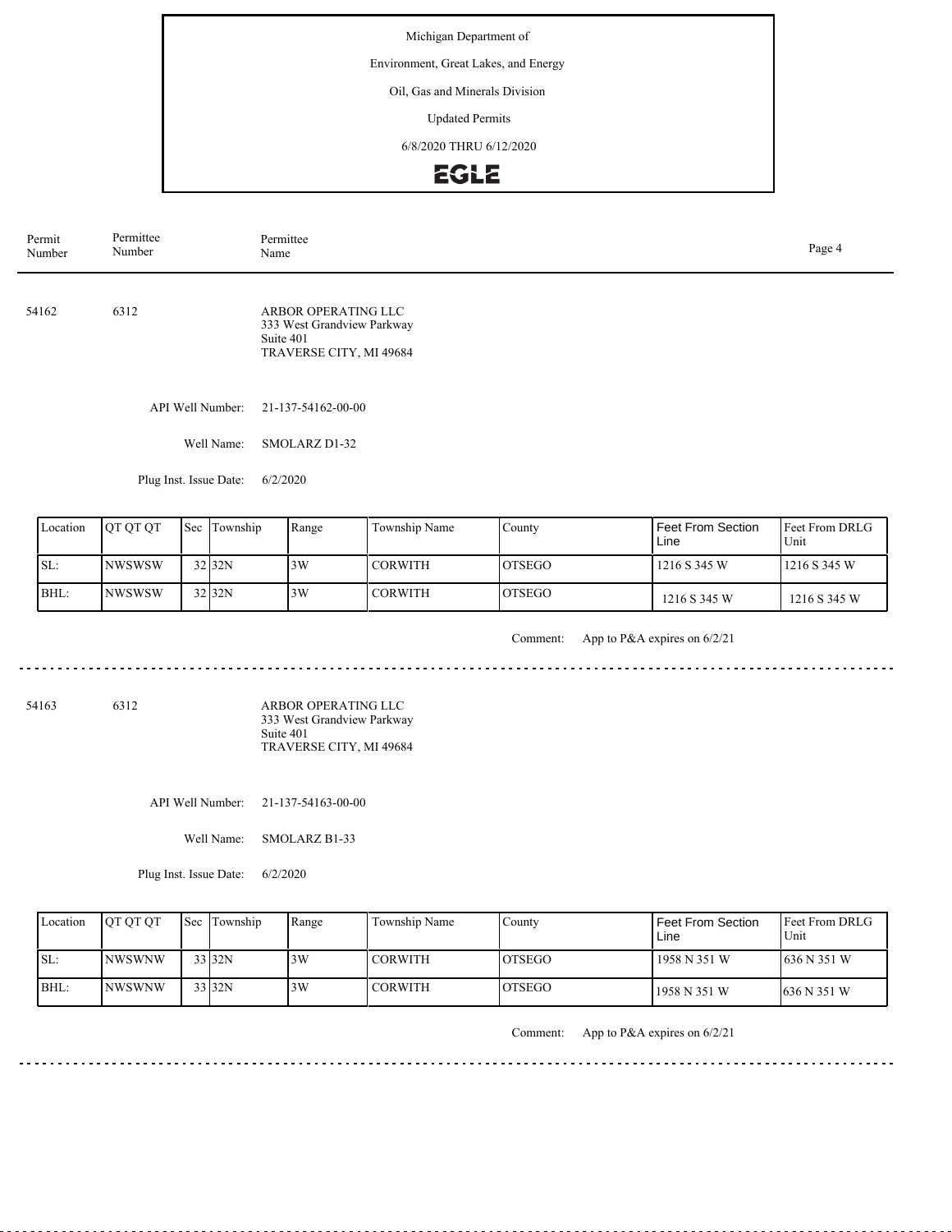Michigan Department of

Environment, Great Lakes, and Energy

Oil, Gas and Minerals Division

Updated Permits

6/8/2020 THRU 6/12/2020

EGLE

| Permit Number | Permittee Number | Permittee Name |
|---|---|---|

54162 6312 ARBOR OPERATING LLC
333 West Grandview Parkway
Suite 401
TRAVERSE CITY, MI 49684

API Well Number: 21-137-54162-00-00

Well Name: SMOLARZ D1-32

Plug Inst. Issue Date: 6/2/2020

| Location | QT QT QT | Sec | Township | Range | Township Name | County | Feet From Section Line | Feet From DRLG Unit |
|---|---|---|---|---|---|---|---|---|
| SL: | NWSWSW | 32 | 32N | 3W | CORWITH | OTSEGO | 1216 S 345 W | 1216 S 345 W |
| BHL: | NWSWSW | 32 | 32N | 3W | CORWITH | OTSEGO | 1216 S 345 W | 1216 S 345 W |

Comment: App to P&A expires on 6/2/21

---

54163 6312 ARBOR OPERATING LLC
333 West Grandview Parkway
Suite 401
TRAVERSE CITY, MI 49684

API Well Number: 21-137-54163-00-00

Well Name: SMOLARZ B1-33

Plug Inst. Issue Date: 6/2/2020

| Location | QT QT QT | Sec | Township | Range | Township Name | County | Feet From Section Line | Feet From DRLG Unit |
|---|---|---|---|---|---|---|---|---|
| SL: | NWSWNW | 33 | 32N | 3W | CORWITH | OTSEGO | 1958 N 351 W | 636 N 351 W |
| BHL: | NWSWNW | 33 | 32N | 3W | CORWITH | OTSEGO | 1958 N 351 W | 636 N 351 W |

Comment: App to P&A expires on 6/2/21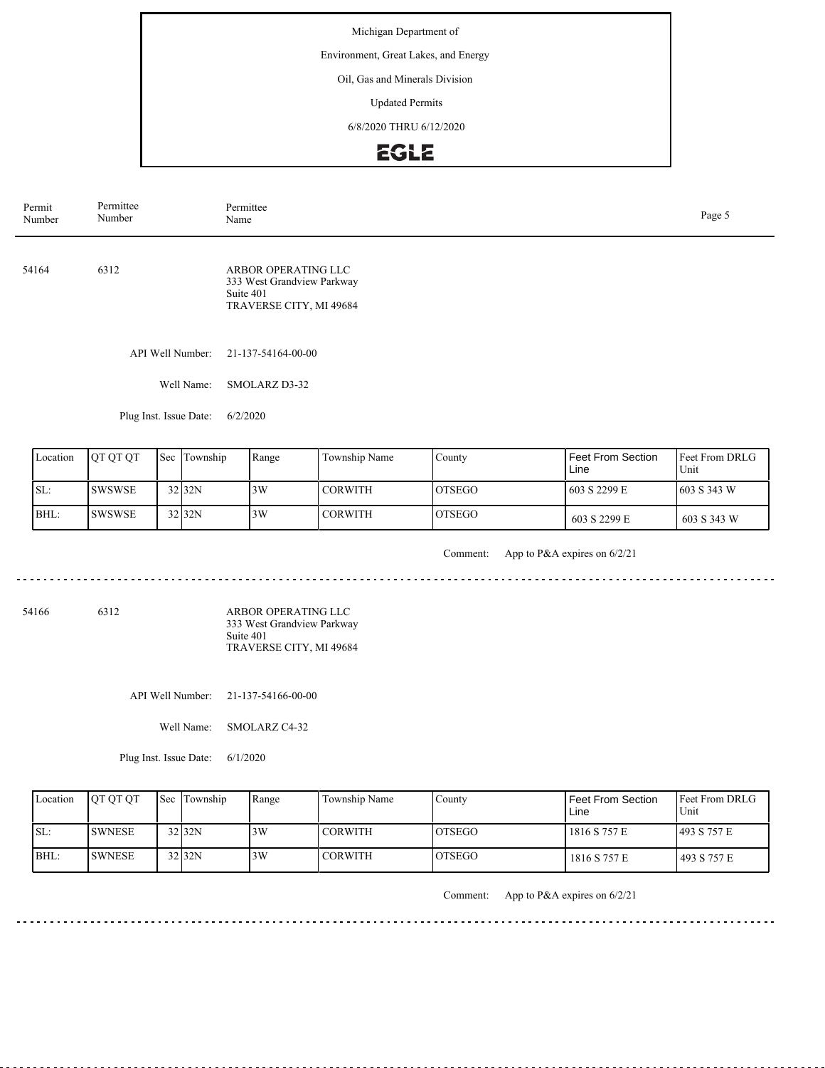Michigan Department of

Environment, Great Lakes, and Energy

Oil, Gas and Minerals Division

Updated Permits

6/8/2020 THRU 6/12/2020

EGLE

| Permit Number | Permittee Number | Permittee Name |
|---|---|---|

54164 6312 ARBOR OPERATING LLC
333 West Grandview Parkway
Suite 401
TRAVERSE CITY, MI 49684

API Well Number: 21-137-54164-00-00

Well Name: SMOLARZ D3-32

Plug Inst. Issue Date: 6/2/2020

| Location | QT QT QT | Sec | Township | Range | Township Name | County | Feet From Section Line | Feet From DRLG Unit |
|---|---|---|---|---|---|---|---|---|
| SL: | SWSWSE | 32 | 32N | 3W | CORWITH | OTSEGO | 603 S 2299 E | 603 S 343 W |
| BHL: | SWSWSE | 32 | 32N | 3W | CORWITH | OTSEGO | 603 S 2299 E | 603 S 343 W |

Comment: App to P&A expires on 6/2/21

---

54166 6312 ARBOR OPERATING LLC
333 West Grandview Parkway
Suite 401
TRAVERSE CITY, MI 49684

API Well Number: 21-137-54166-00-00

Well Name: SMOLARZ C4-32

Plug Inst. Issue Date: 6/1/2020

| Location | QT QT QT | Sec | Township | Range | Township Name | County | Feet From Section Line | Feet From DRLG Unit |
|---|---|---|---|---|---|---|---|---|
| SL: | SWNESE | 32 | 32N | 3W | CORWITH | OTSEGO | 1816 S 757 E | 493 S 757 E |
| BHL: | SWNESE | 32 | 32N | 3W | CORWITH | OTSEGO | 1816 S 757 E | 493 S 757 E |

Comment: App to P&A expires on 6/2/21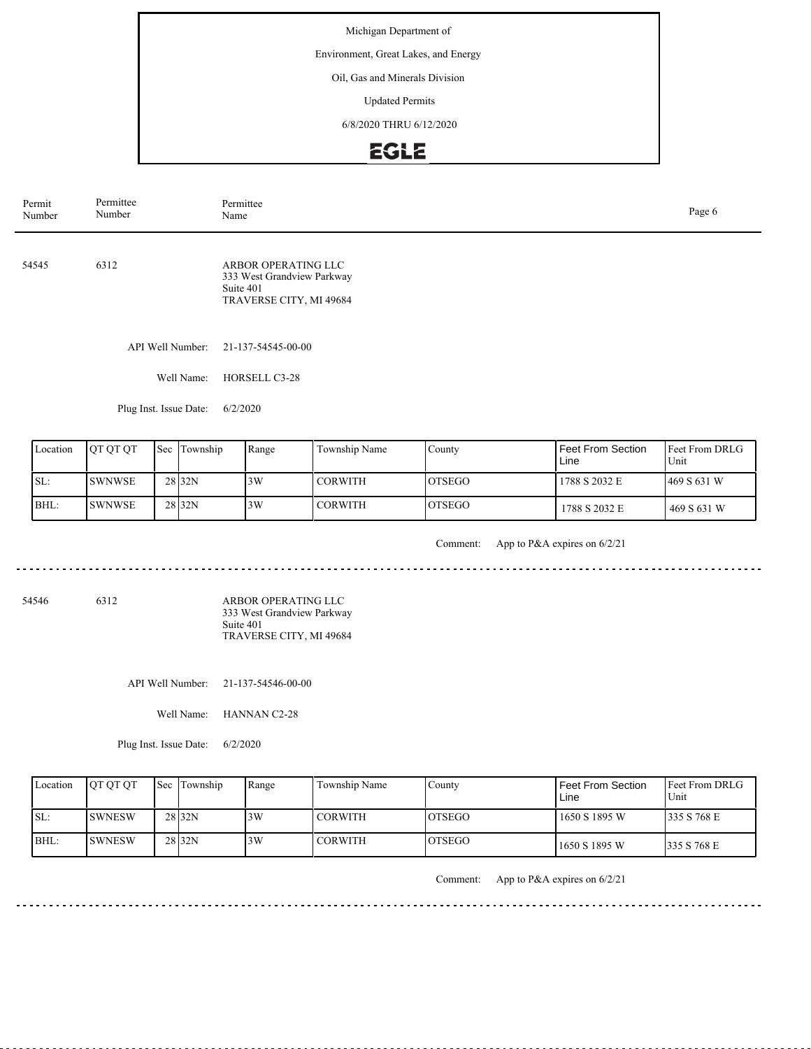Michigan Department of

Environment, Great Lakes, and Energy

Oil, Gas and Minerals Division

Updated Permits

6/8/2020 THRU 6/12/2020

EGLE

| Permit Number | Permittee Number | Permittee Name |
|---|---|---|

54545 6312 ARBOR OPERATING LLC
333 West Grandview Parkway
Suite 401
TRAVERSE CITY, MI 49684

API Well Number: 21-137-54545-00-00

Well Name: HORSELL C3-28

Plug Inst. Issue Date: 6/2/2020

| Location | QT QT QT | Sec | Township | Range | Township Name | County | Feet From Section Line | Feet From DRLG Unit |
|---|---|---|---|---|---|---|---|---|
| SL: | SWNWSE | 28 | 32N | 3W | CORWITH | OTSEGO | 1788 S 2032 E | 469 S 631 W |
| BHL: | SWNWSE | 28 | 32N | 3W | CORWITH | OTSEGO | 1788 S 2032 E | 469 S 631 W |

Comment: App to P&A expires on 6/2/21

---

54546 6312 ARBOR OPERATING LLC
333 West Grandview Parkway
Suite 401
TRAVERSE CITY, MI 49684

API Well Number: 21-137-54546-00-00

Well Name: HANNAN C2-28

Plug Inst. Issue Date: 6/2/2020

| Location | QT QT QT | Sec | Township | Range | Township Name | County | Feet From Section Line | Feet From DRLG Unit |
|---|---|---|---|---|---|---|---|---|
| SL: | SWNESW | 28 | 32N | 3W | CORWITH | OTSEGO | 1650 S 1895 W | 335 S 768 E |
| BHL: | SWNESW | 28 | 32N | 3W | CORWITH | OTSEGO | 1650 S 1895 W | 335 S 768 E |

Comment: App to P&A expires on 6/2/21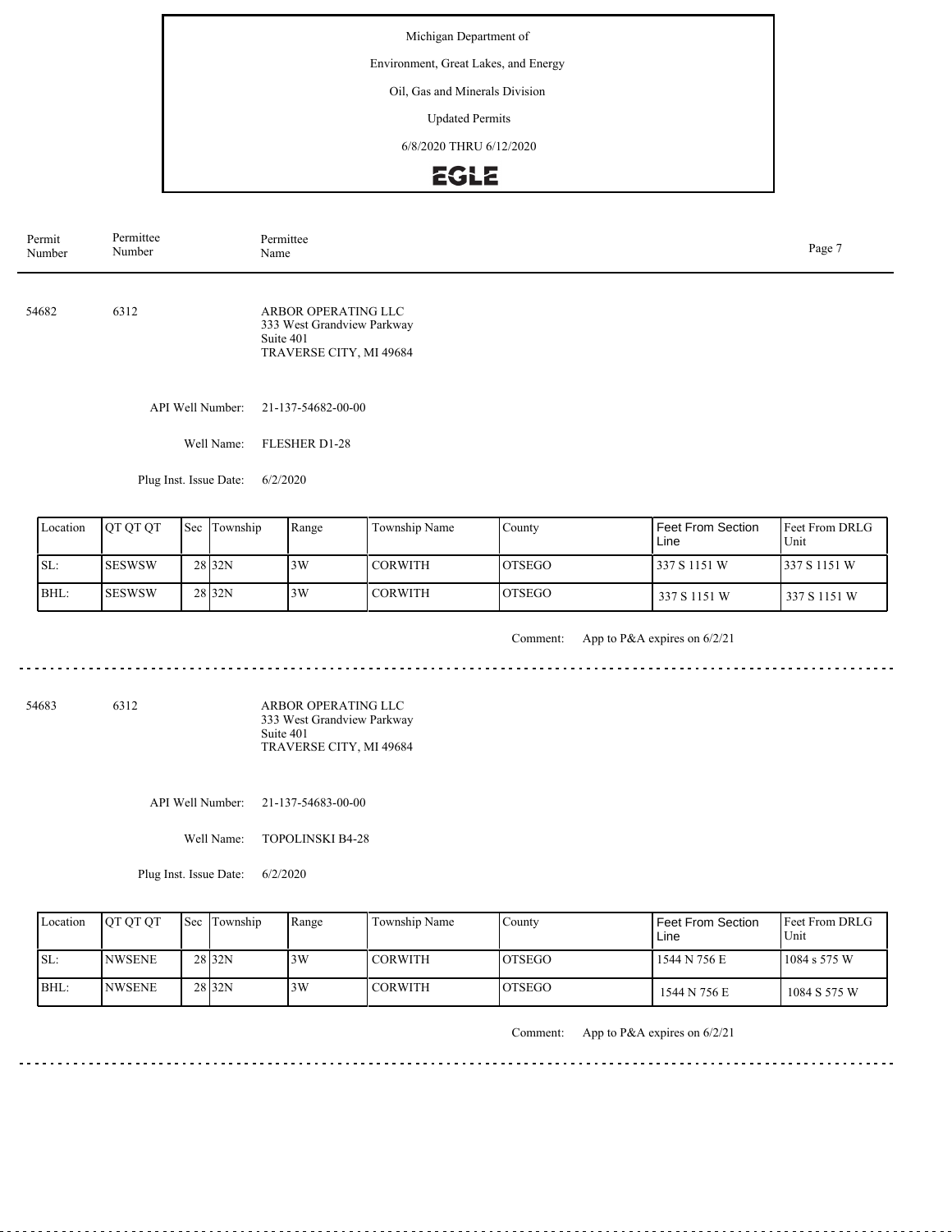Michigan Department of

Environment, Great Lakes, and Energy

Oil, Gas and Minerals Division

Updated Permits

6/8/2020 THRU 6/12/2020

EGLE

| Permit Number | Permittee Number | Permittee Name |
|---|---|---|

54682 6312 ARBOR OPERATING LLC
333 West Grandview Parkway
Suite 401
TRAVERSE CITY, MI 49684

API Well Number: 21-137-54682-00-00

Well Name: FLESHER D1-28

Plug Inst. Issue Date: 6/2/2020

| Location | QT QT QT | Sec | Township | Range | Township Name | County | Feet From Section Line | Feet From DRLG Unit |
|---|---|---|---|---|---|---|---|---|
| SL: | SESWSW | 28 | 32N | 3W | CORWITH | OTSEGO | 337 S 1151 W | 337 S 1151 W |
| BHL: | SESWSW | 28 | 32N | 3W | CORWITH | OTSEGO | 337 S 1151 W | 337 S 1151 W |

Comment: App to P&A expires on 6/2/21

---

54683 6312 ARBOR OPERATING LLC
333 West Grandview Parkway
Suite 401
TRAVERSE CITY, MI 49684

API Well Number: 21-137-54683-00-00

Well Name: TOPOLINSKI B4-28

Plug Inst. Issue Date: 6/2/2020

| Location | QT QT QT | Sec | Township | Range | Township Name | County | Feet From Section Line | Feet From DRLG Unit |
|---|---|---|---|---|---|---|---|---|
| SL: | NWSENE | 28 | 32N | 3W | CORWITH | OTSEGO | 1544 N 756 E | 1084 s 575 W |
| BHL: | NWSENE | 28 | 32N | 3W | CORWITH | OTSEGO | 1544 N 756 E | 1084 S 575 W |

Comment: App to P&A expires on 6/2/21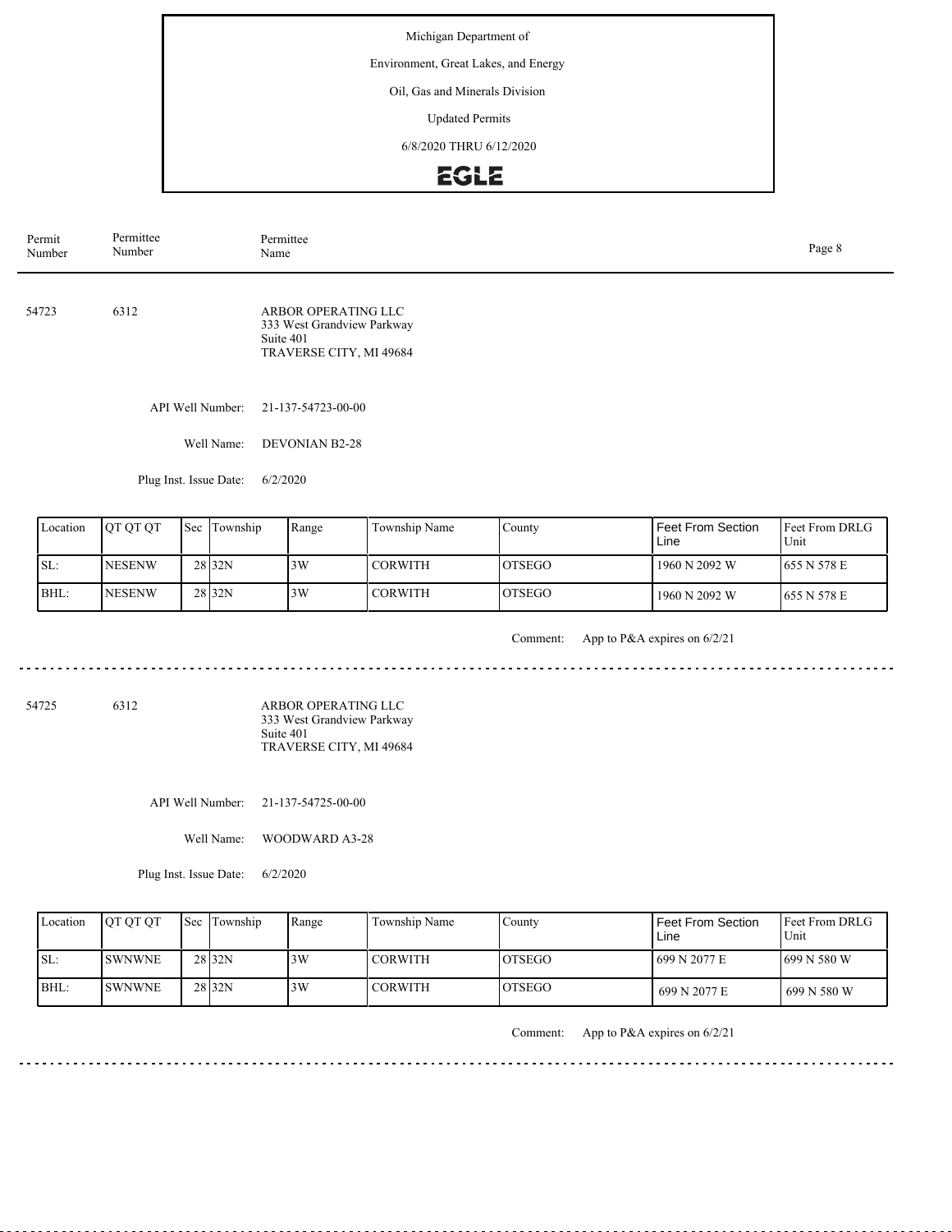Michigan Department of

Environment, Great Lakes, and Energy

Oil, Gas and Minerals Division

Updated Permits

6/8/2020 THRU 6/12/2020

EGLE

| Permit Number | Permittee Number | Permittee Name |
|---|---|---|

---

54723 6312 ARBOR OPERATING LLC
333 West Grandview Parkway
Suite 401
TRAVERSE CITY, MI 49684

API Well Number: 21-137-54723-00-00

Well Name: DEVONIAN B2-28

Plug Inst. Issue Date: 6/2/2020

| Location | QT QT QT | Sec | Township | Range | Township Name | County | Feet From Section Line | Feet From DRLG Unit |
|---|---|---|---|---|---|---|---|---|
| SL: | NESENW | 28 | 32N | 3W | CORWITH | OTSEGO | 1960 N 2092 W | 655 N 578 E |
| BHL: | NESENW | 28 | 32N | 3W | CORWITH | OTSEGO | 1960 N 2092 W | 655 N 578 E |

Comment: App to P&A expires on 6/2/21

---

54725 6312 ARBOR OPERATING LLC
333 West Grandview Parkway
Suite 401
TRAVERSE CITY, MI 49684

API Well Number: 21-137-54725-00-00

Well Name: WOODWARD A3-28

Plug Inst. Issue Date: 6/2/2020

| Location | QT QT QT | Sec | Township | Range | Township Name | County | Feet From Section Line | Feet From DRLG Unit |
|---|---|---|---|---|---|---|---|---|
| SL: | SWNWNE | 28 | 32N | 3W | CORWITH | OTSEGO | 699 N 2077 E | 699 N 580 W |
| BHL: | SWNWNE | 28 | 32N | 3W | CORWITH | OTSEGO | 699 N 2077 E | 699 N 580 W |

Comment: App to P&A expires on 6/2/21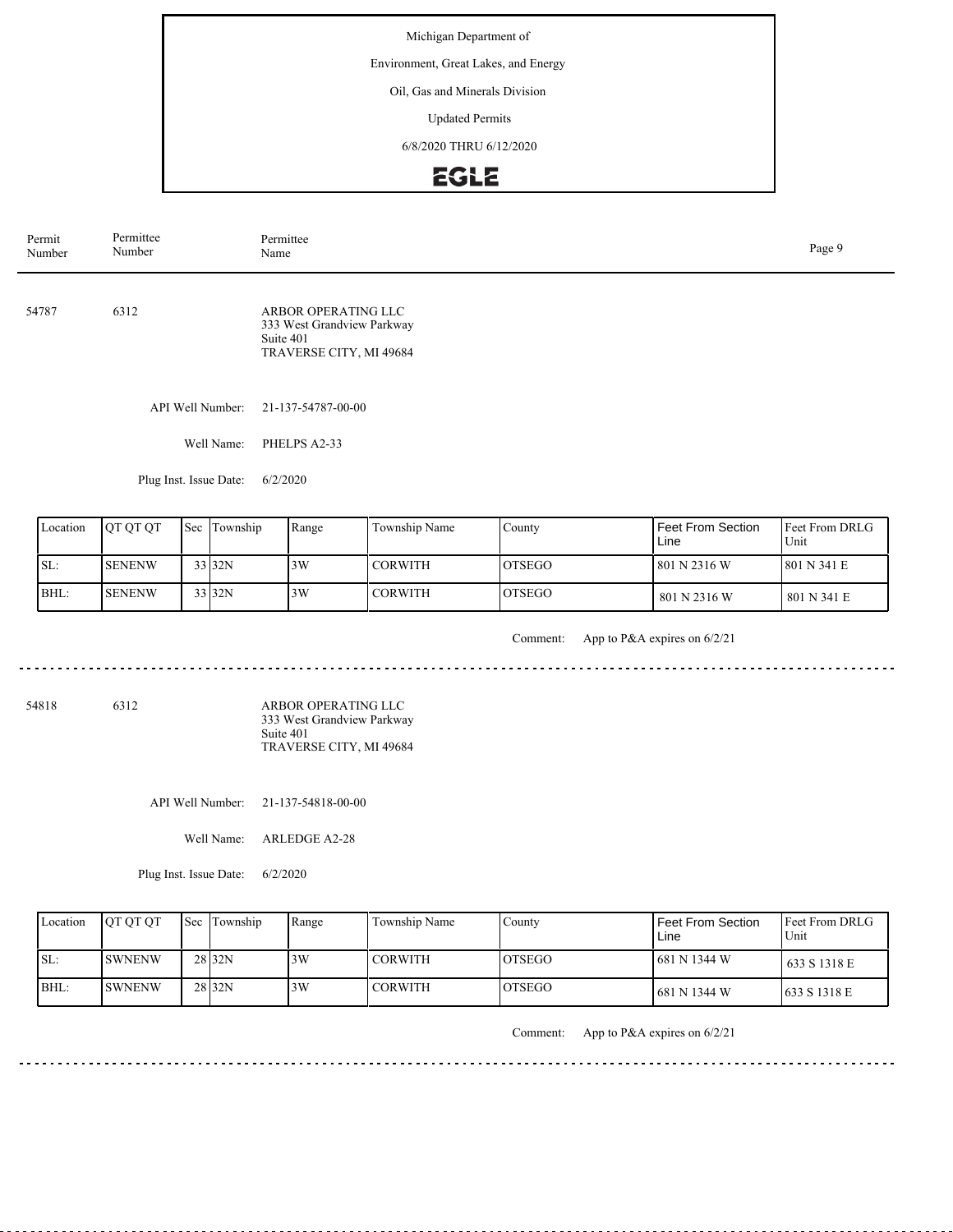Michigan Department of

Environment, Great Lakes, and Energy

Oil, Gas and Minerals Division

Updated Permits

6/8/2020 THRU 6/12/2020

EGLE

| Permit Number | Permittee Number | Permittee Name |
|---|---|---|

54787 6312 ARBOR OPERATING LLC
333 West Grandview Parkway
Suite 401
TRAVERSE CITY, MI 49684

API Well Number: 21-137-54787-00-00

Well Name: PHELPS A2-33

Plug Inst. Issue Date: 6/2/2020

| Location | QT QT QT | Sec | Township | Range | Township Name | County | Feet From Section Line | Feet From DRLG Unit |
|---|---|---|---|---|---|---|---|---|
| SL: | SENENW | 33 | 32N | 3W | CORWITH | OTSEGO | 801 N 2316 W | 801 N 341 E |
| BHL: | SENENW | 33 | 32N | 3W | CORWITH | OTSEGO | 801 N 2316 W | 801 N 341 E |

Comment: App to P&A expires on 6/2/21

---

54818 6312 ARBOR OPERATING LLC
333 West Grandview Parkway
Suite 401
TRAVERSE CITY, MI 49684

API Well Number: 21-137-54818-00-00

Well Name: ARLEDGE A2-28

Plug Inst. Issue Date: 6/2/2020

| Location | QT QT QT | Sec | Township | Range | Township Name | County | Feet From Section Line | Feet From DRLG Unit |
|---|---|---|---|---|---|---|---|---|
| SL: | SWNENW | 28 | 32N | 3W | CORWITH | OTSEGO | 681 N 1344 W | 633 S 1318 E |
| BHL: | SWNENW | 28 | 32N | 3W | CORWITH | OTSEGO | 681 N 1344 W | 633 S 1318 E |

Comment: App to P&A expires on 6/2/21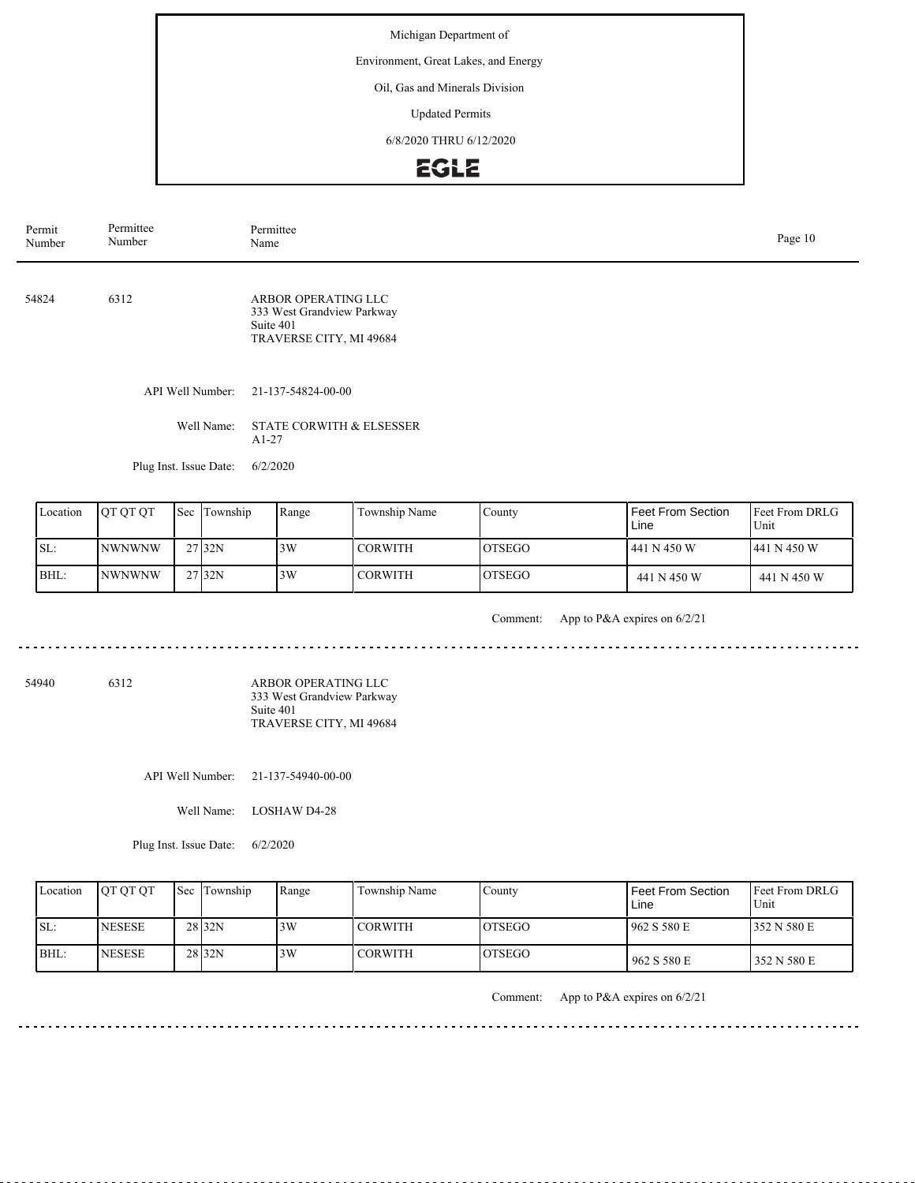Michigan Department of

Environment, Great Lakes, and Energy

Oil, Gas and Minerals Division

Updated Permits

6/8/2020 THRU 6/12/2020

EGLE

| Permit Number | Permittee Number | Permittee Name |
|---|---|---|

---

**54824** &nbsp;&nbsp; **6312**

ARBOR OPERATING LLC
333 West Grandview Parkway
Suite 401
TRAVERSE CITY, MI 49684

API Well Number: 21-137-54824-00-00

Well Name: STATE CORWITH & ELSESSER A1-27

Plug Inst. Issue Date: 6/2/2020

| Location | QT QT QT | Sec | Township | Range | Township Name | County | Feet From Section Line | Feet From DRLG Unit |
|---|---|---|---|---|---|---|---|---|
| SL: | NWNWNW | 27 | 32N | 3W | CORWITH | OTSEGO | 441 N 450 W | 441 N 450 W |
| BHL: | NWNWNW | 27 | 32N | 3W | CORWITH | OTSEGO | 441 N 450 W | 441 N 450 W |

Comment: App to P&A expires on 6/2/21

---

**54940** &nbsp;&nbsp; **6312**

ARBOR OPERATING LLC
333 West Grandview Parkway
Suite 401
TRAVERSE CITY, MI 49684

API Well Number: 21-137-54940-00-00

Well Name: LOSHAW D4-28

Plug Inst. Issue Date: 6/2/2020

| Location | QT QT QT | Sec | Township | Range | Township Name | County | Feet From Section Line | Feet From DRLG Unit |
|---|---|---|---|---|---|---|---|---|
| SL: | NESESE | 28 | 32N | 3W | CORWITH | OTSEGO | 962 S 580 E | 352 N 580 E |
| BHL: | NESESE | 28 | 32N | 3W | CORWITH | OTSEGO | 962 S 580 E | 352 N 580 E |

Comment: App to P&A expires on 6/2/21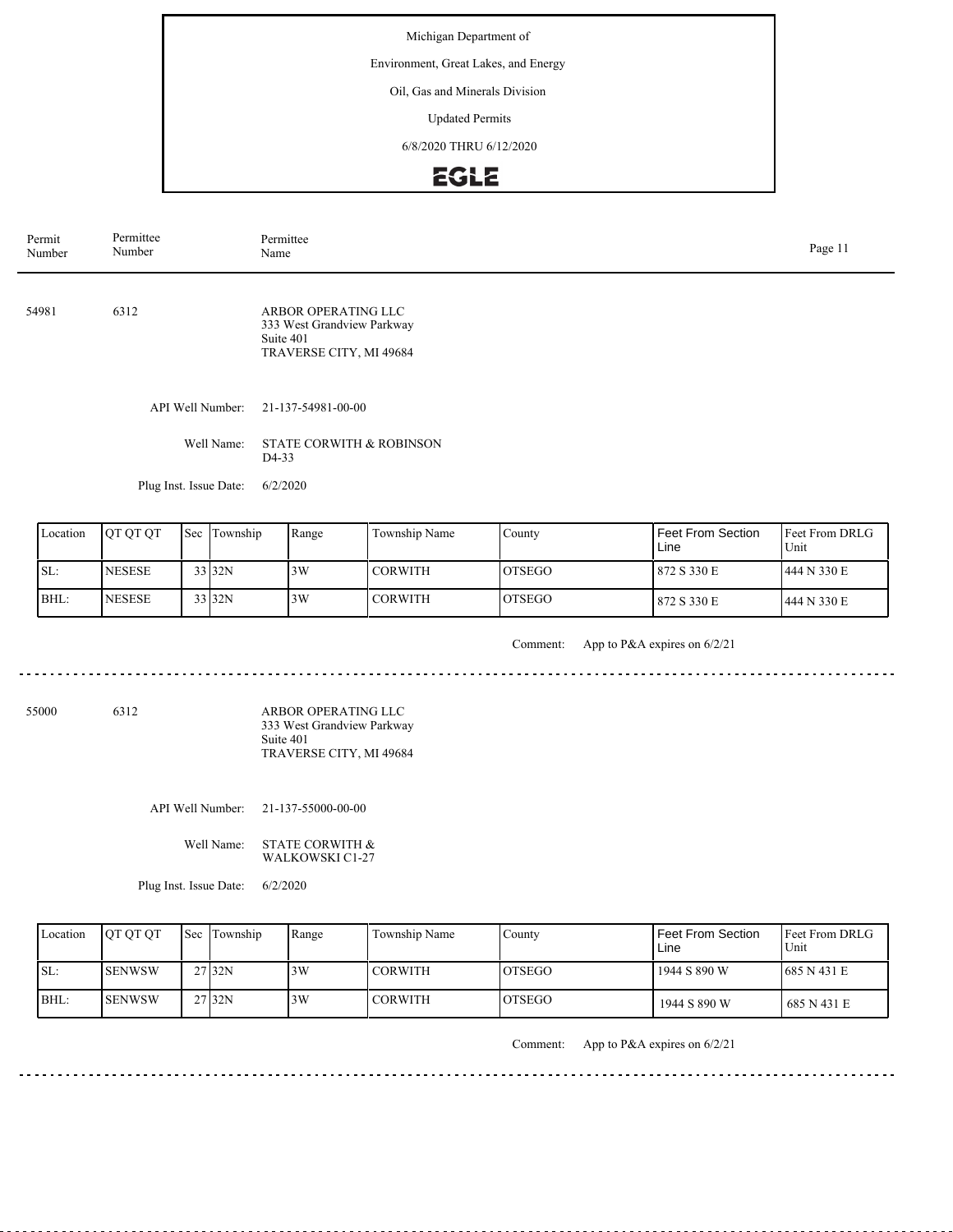Michigan Department of

Environment, Great Lakes, and Energy

Oil, Gas and Minerals Division

Updated Permits

6/8/2020 THRU 6/12/2020

EGLE

| Permit Number | Permittee Number | Permittee Name |
|---|---|---|

54981 6312 ARBOR OPERATING LLC
333 West Grandview Parkway
Suite 401
TRAVERSE CITY, MI 49684

API Well Number: 21-137-54981-00-00

Well Name: STATE CORWITH & ROBINSON D4-33

Plug Inst. Issue Date: 6/2/2020

| Location | QT QT QT | Sec | Township | Range | Township Name | County | Feet From Section Line | Feet From DRLG Unit |
|---|---|---|---|---|---|---|---|---|
| SL: | NESESE | 33 | 32N | 3W | CORWITH | OTSEGO | 872 S 330 E | 444 N 330 E |
| BHL: | NESESE | 33 | 32N | 3W | CORWITH | OTSEGO | 872 S 330 E | 444 N 330 E |

Comment: App to P&A expires on 6/2/21

---

55000 6312 ARBOR OPERATING LLC
333 West Grandview Parkway
Suite 401
TRAVERSE CITY, MI 49684

API Well Number: 21-137-55000-00-00

Well Name: STATE CORWITH & WALKOWSKI C1-27

Plug Inst. Issue Date: 6/2/2020

| Location | QT QT QT | Sec | Township | Range | Township Name | County | Feet From Section Line | Feet From DRLG Unit |
|---|---|---|---|---|---|---|---|---|
| SL: | SENWSW | 27 | 32N | 3W | CORWITH | OTSEGO | 1944 S 890 W | 685 N 431 E |
| BHL: | SENWSW | 27 | 32N | 3W | CORWITH | OTSEGO | 1944 S 890 W | 685 N 431 E |

Comment: App to P&A expires on 6/2/21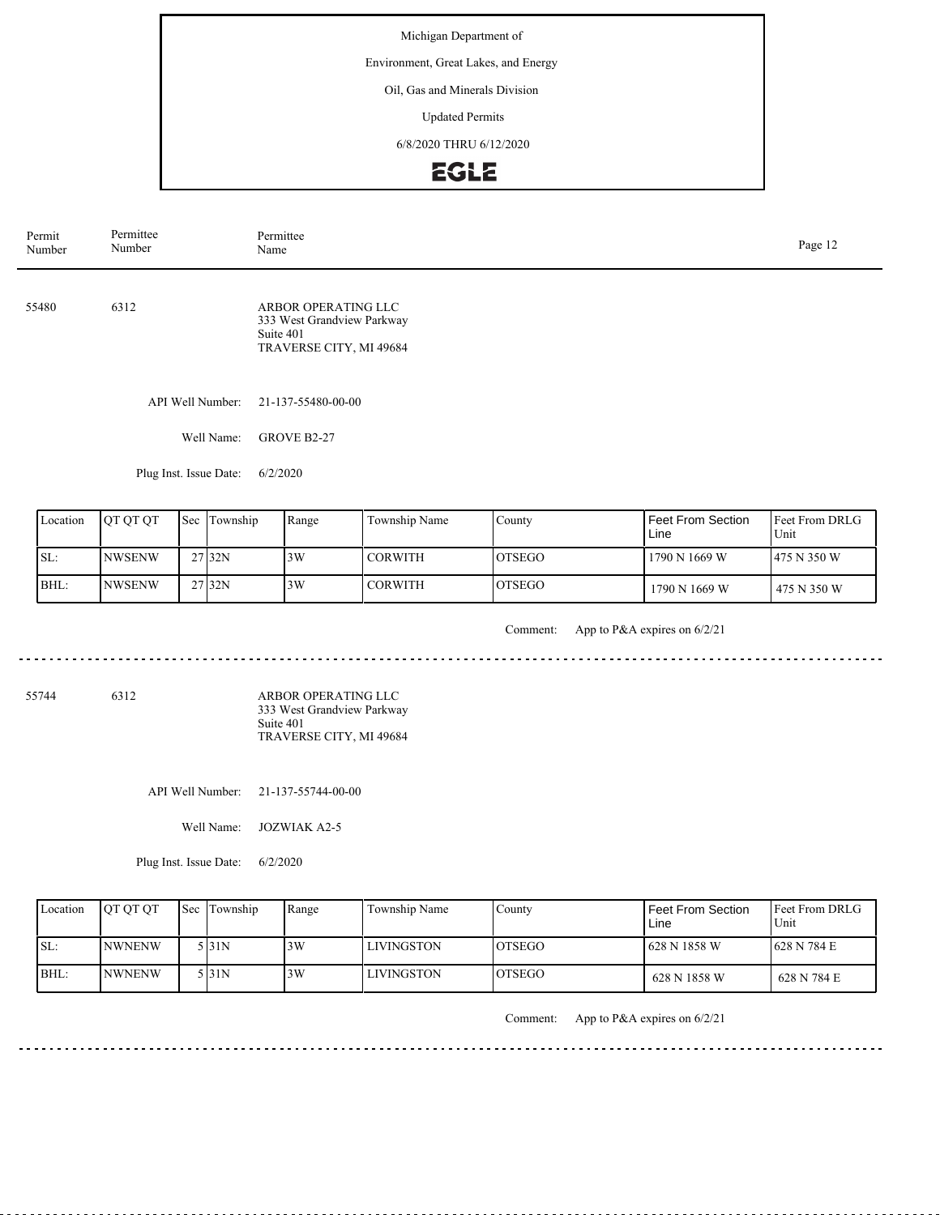Michigan Department of

Environment, Great Lakes, and Energy

Oil, Gas and Minerals Division

Updated Permits

6/8/2020 THRU 6/12/2020

**EGLE**

| Permit Number | Permittee Number | Permittee Name |
|---|---|---|

---

**55480** | **6312** | ARBOR OPERATING LLC
333 West Grandview Parkway
Suite 401
TRAVERSE CITY, MI 49684

API Well Number: 21-137-55480-00-00

Well Name: GROVE B2-27

Plug Inst. Issue Date: 6/2/2020

| Location | QT QT QT | Sec | Township | Range | Township Name | County | Feet From Section Line | Feet From DRLG Unit |
|---|---|---|---|---|---|---|---|---|
| SL: | NWSENW | 27 | 32N | 3W | CORWITH | OTSEGO | 1790 N 1669 W | 475 N 350 W |
| BHL: | NWSENW | 27 | 32N | 3W | CORWITH | OTSEGO | 1790 N 1669 W | 475 N 350 W |

Comment: App to P&A expires on 6/2/21

---

**55744** | **6312** | ARBOR OPERATING LLC
333 West Grandview Parkway
Suite 401
TRAVERSE CITY, MI 49684

API Well Number: 21-137-55744-00-00

Well Name: JOZWIAK A2-5

Plug Inst. Issue Date: 6/2/2020

| Location | QT QT QT | Sec | Township | Range | Township Name | County | Feet From Section Line | Feet From DRLG Unit |
|---|---|---|---|---|---|---|---|---|
| SL: | NWNENW | 5 | 31N | 3W | LIVINGSTON | OTSEGO | 628 N 1858 W | 628 N 784 E |
| BHL: | NWNENW | 5 | 31N | 3W | LIVINGSTON | OTSEGO | 628 N 1858 W | 628 N 784 E |

Comment: App to P&A expires on 6/2/21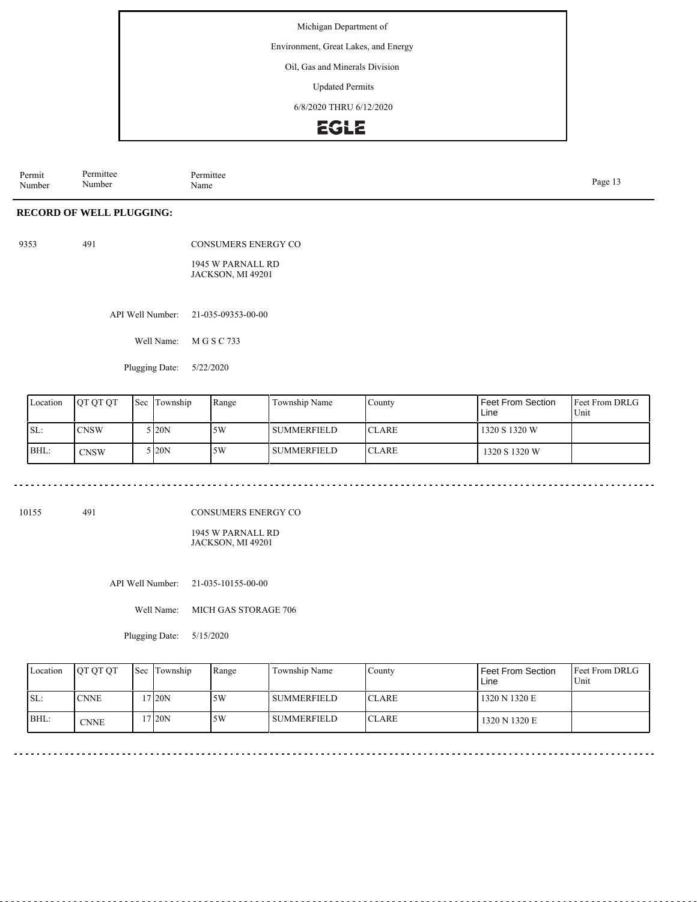Michigan Department of

Environment, Great Lakes, and Energy

Oil, Gas and Minerals Division

Updated Permits

6/8/2020 THRU 6/12/2020

EGLE

| Permit Number | Permittee Number | Permittee Name |
|---|---|---|

**RECORD OF WELL PLUGGING:**

9353 491 CONSUMERS ENERGY CO

1945 W PARNALL RD
JACKSON, MI 49201

API Well Number: 21-035-09353-00-00

Well Name: M G S C 733

Plugging Date: 5/22/2020

| Location | QT QT QT | Sec | Township | Range | Township Name | County | Feet From Section Line | Feet From DRLG Unit |
|---|---|---|---|---|---|---|---|---|
| SL: | CNSW | 5 | 20N | 5W | SUMMERFIELD | CLARE | 1320 S 1320 W | |
| BHL: | CNSW | 5 | 20N | 5W | SUMMERFIELD | CLARE | 1320 S 1320 W | |

10155 491 CONSUMERS ENERGY CO

1945 W PARNALL RD
JACKSON, MI 49201

API Well Number: 21-035-10155-00-00

Well Name: MICH GAS STORAGE 706

Plugging Date: 5/15/2020

| Location | QT QT QT | Sec | Township | Range | Township Name | County | Feet From Section Line | Feet From DRLG Unit |
|---|---|---|---|---|---|---|---|---|
| SL: | CNNE | 17 | 20N | 5W | SUMMERFIELD | CLARE | 1320 N 1320 E | |
| BHL: | CNNE | 17 | 20N | 5W | SUMMERFIELD | CLARE | 1320 N 1320 E | |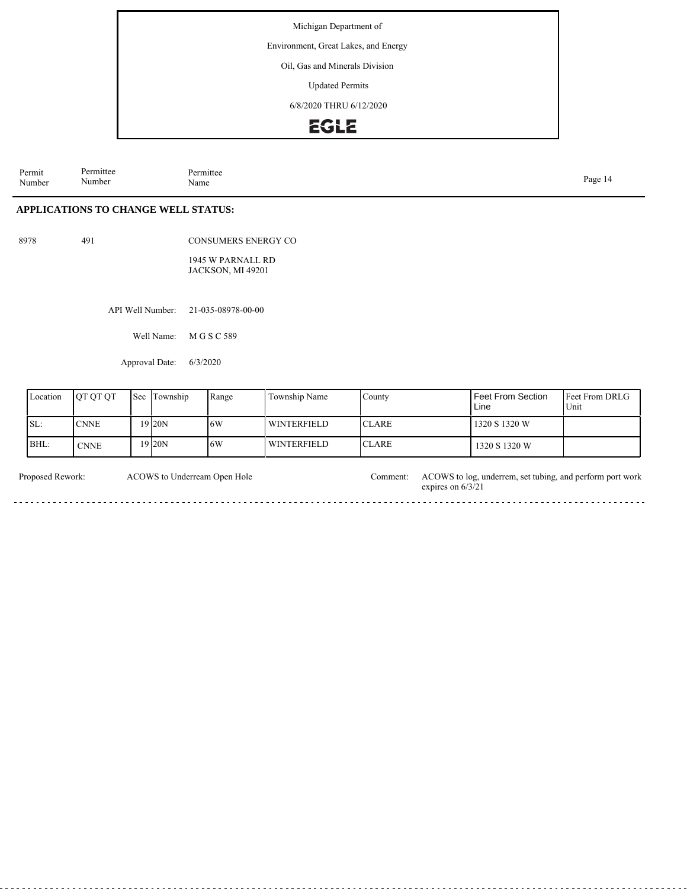Michigan Department of

Environment, Great Lakes, and Energy

Oil, Gas and Minerals Division

Updated Permits

6/8/2020 THRU 6/12/2020

EGLE

| Permit Number | Permittee Number | Permittee Name |
|---|---|---|

## APPLICATIONS TO CHANGE WELL STATUS:

8978 491 CONSUMERS ENERGY CO

1945 W PARNALL RD
JACKSON, MI 49201

API Well Number: 21-035-08978-00-00

Well Name: M G S C 589

Approval Date: 6/3/2020

| Location | QT QT QT | Sec | Township | Range | Township Name | County | Feet From Section Line | Feet From DRLG Unit |
|---|---|---|---|---|---|---|---|---|
| SL: | CNNE | 19 | 20N | 6W | WINTERFIELD | CLARE | 1320 S 1320 W | |
| BHL: | CNNE | 19 | 20N | 6W | WINTERFIELD | CLARE | 1320 S 1320 W | |

Proposed Rework: ACOWS to Underream Open Hole

Comment: ACOWS to log, underrem, set tubing, and perform port work expires on 6/3/21